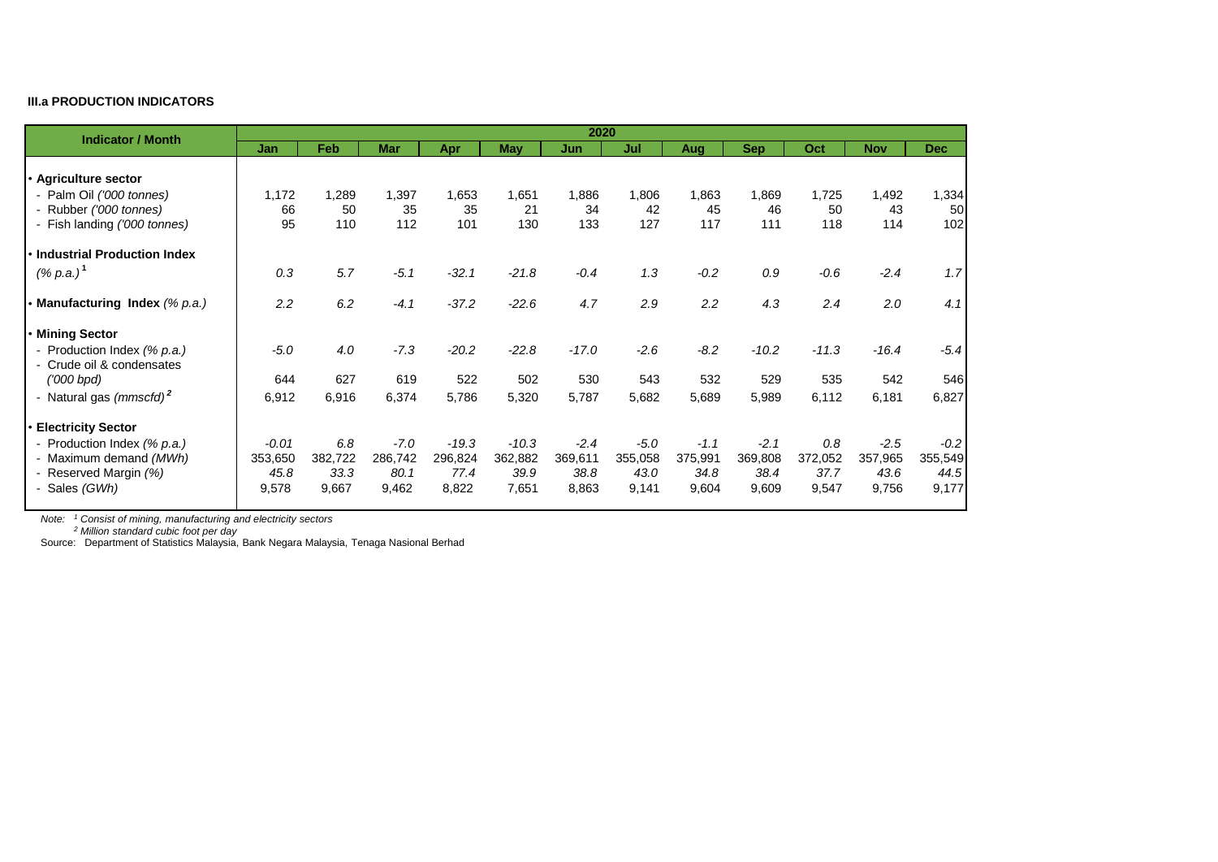**III.a PRODUCTION INDICATORS**

| Indicator / Month | 2020 | | | | | | | | | | | |
|---|---|---|---|---|---|---|---|---|---|---|---|---|
| | Jan | Feb | Mar | Apr | May | Jun | Jul | Aug | Sep | Oct | Nov | Dec |
| • **Agriculture sector** | | | | | | | | | | | | |
| - Palm Oil *('000 tonnes)* | 1,172 | 1,289 | 1,397 | 1,653 | 1,651 | 1,886 | 1,806 | 1,863 | 1,869 | 1,725 | 1,492 | 1,334 |
| - Rubber *('000 tonnes)* | 66 | 50 | 35 | 35 | 21 | 34 | 42 | 45 | 46 | 50 | 43 | 50 |
| - Fish landing *('000 tonnes)* | 95 | 110 | 112 | 101 | 130 | 133 | 127 | 117 | 111 | 118 | 114 | 102 |
| • **Industrial Production Index** *(% p.a.)* [1] | *0.3* | *5.7* | *-5.1* | *-32.1* | *-21.8* | *-0.4* | *1.3* | *-0.2* | *0.9* | *-0.6* | *-2.4* | *1.7* |
| • **Manufacturing Index** *(% p.a.)* | *2.2* | *6.2* | *-4.1* | *-37.2* | *-22.6* | *4.7* | *2.9* | *2.2* | *4.3* | *2.4* | *2.0* | *4.1* |
| • **Mining Sector** | | | | | | | | | | | | |
| - Production Index *(% p.a.)* | *-5.0* | *4.0* | *-7.3* | *-20.2* | *-22.8* | *-17.0* | *-2.6* | *-8.2* | *-10.2* | *-11.3* | *-16.4* | *-5.4* |
| - Crude oil & condensates *('000 bpd)* | 644 | 627 | 619 | 522 | 502 | 530 | 543 | 532 | 529 | 535 | 542 | 546 |
| - Natural gas *(mmscfd)* [2] | 6,912 | 6,916 | 6,374 | 5,786 | 5,320 | 5,787 | 5,682 | 5,689 | 5,989 | 6,112 | 6,181 | 6,827 |
| • **Electricity Sector** | | | | | | | | | | | | |
| - Production Index *(% p.a.)* | *-0.01* | *6.8* | *-7.0* | *-19.3* | *-10.3* | *-2.4* | *-5.0* | *-1.1* | *-2.1* | *0.8* | *-2.5* | *-0.2* |
| - Maximum demand *(MWh)* | 353,650 | 382,722 | 286,742 | 296,824 | 362,882 | 369,611 | 355,058 | 375,991 | 369,808 | 372,052 | 357,965 | 355,549 |
| - Reserved Margin *(%)* | *45.8* | *33.3* | *80.1* | *77.4* | *39.9* | *38.8* | *43.0* | *34.8* | *38.4* | *37.7* | *43.6* | *44.5* |
| - Sales *(GWh)* | 9,578 | 9,667 | 9,462 | 8,822 | 7,651 | 8,863 | 9,141 | 9,604 | 9,609 | 9,547 | 9,756 | 9,177 |

*Note:* [1] *Consist of mining, manufacturing and electricity sectors*
[2] *Million standard cubic foot per day*

Source: Department of Statistics Malaysia, Bank Negara Malaysia, Tenaga Nasional Berhad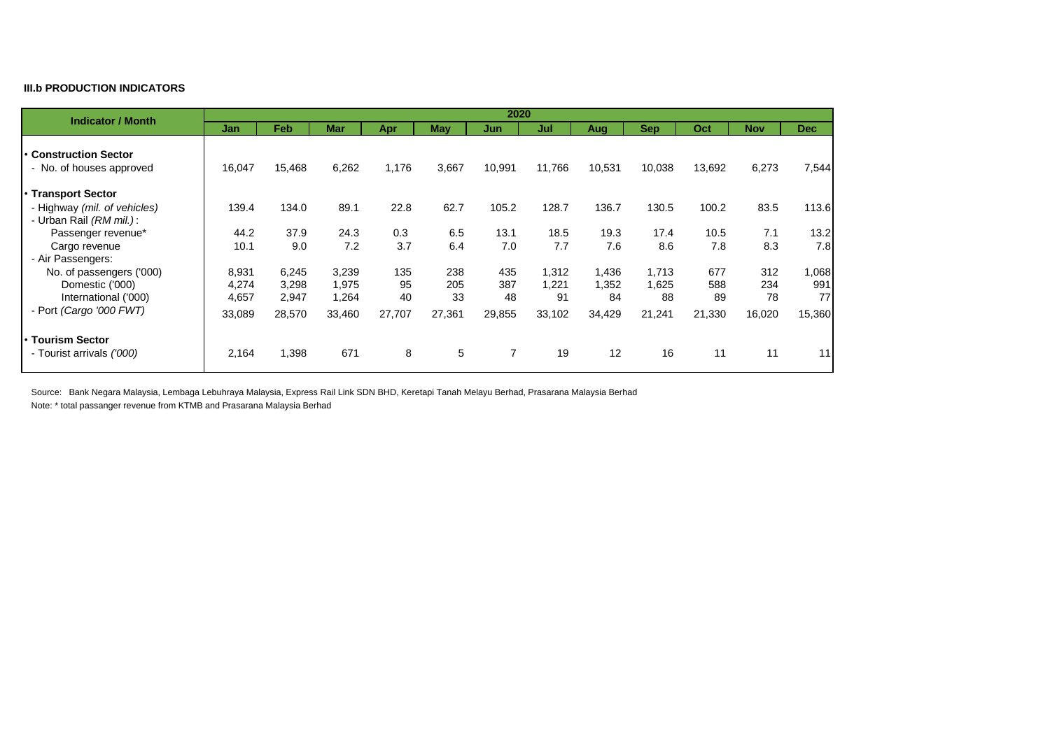**III.b PRODUCTION INDICATORS**

| Indicator / Month | 2020 | | | | | | | | | | | |
|---|---|---|---|---|---|---|---|---|---|---|---|---|
| | Jan | Feb | Mar | Apr | May | Jun | Jul | Aug | Sep | Oct | Nov | Dec |
| • **Construction Sector** | | | | | | | | | | | | |
| - No. of houses approved | 16,047 | 15,468 | 6,262 | 1,176 | 3,667 | 10,991 | 11,766 | 10,531 | 10,038 | 13,692 | 6,273 | 7,544 |
| • **Transport Sector** | | | | | | | | | | | | |
| - Highway *(mil. of vehicles)* | 139.4 | 134.0 | 89.1 | 22.8 | 62.7 | 105.2 | 128.7 | 136.7 | 130.5 | 100.2 | 83.5 | 113.6 |
| - Urban Rail *(RM mil.)* : | | | | | | | | | | | | |
| Passenger revenue* | 44.2 | 37.9 | 24.3 | 0.3 | 6.5 | 13.1 | 18.5 | 19.3 | 17.4 | 10.5 | 7.1 | 13.2 |
| Cargo revenue | 10.1 | 9.0 | 7.2 | 3.7 | 6.4 | 7.0 | 7.7 | 7.6 | 8.6 | 7.8 | 8.3 | 7.8 |
| - Air Passengers: | | | | | | | | | | | | |
| No. of passengers ('000) | 8,931 | 6,245 | 3,239 | 135 | 238 | 435 | 1,312 | 1,436 | 1,713 | 677 | 312 | 1,068 |
| Domestic ('000) | 4,274 | 3,298 | 1,975 | 95 | 205 | 387 | 1,221 | 1,352 | 1,625 | 588 | 234 | 991 |
| International ('000) | 4,657 | 2,947 | 1,264 | 40 | 33 | 48 | 91 | 84 | 88 | 89 | 78 | 77 |
| - Port *(Cargo '000 FWT)* | 33,089 | 28,570 | 33,460 | 27,707 | 27,361 | 29,855 | 33,102 | 34,429 | 21,241 | 21,330 | 16,020 | 15,360 |
| • **Tourism Sector** | | | | | | | | | | | | |
| - Tourist arrivals *('000)* | 2,164 | 1,398 | 671 | 8 | 5 | 7 | 19 | 12 | 16 | 11 | 11 | 11 |

Source: Bank Negara Malaysia, Lembaga Lebuhraya Malaysia, Express Rail Link SDN BHD, Keretapi Tanah Melayu Berhad, Prasarana Malaysia Berhad

Note: * total passanger revenue from KTMB and Prasarana Malaysia Berhad